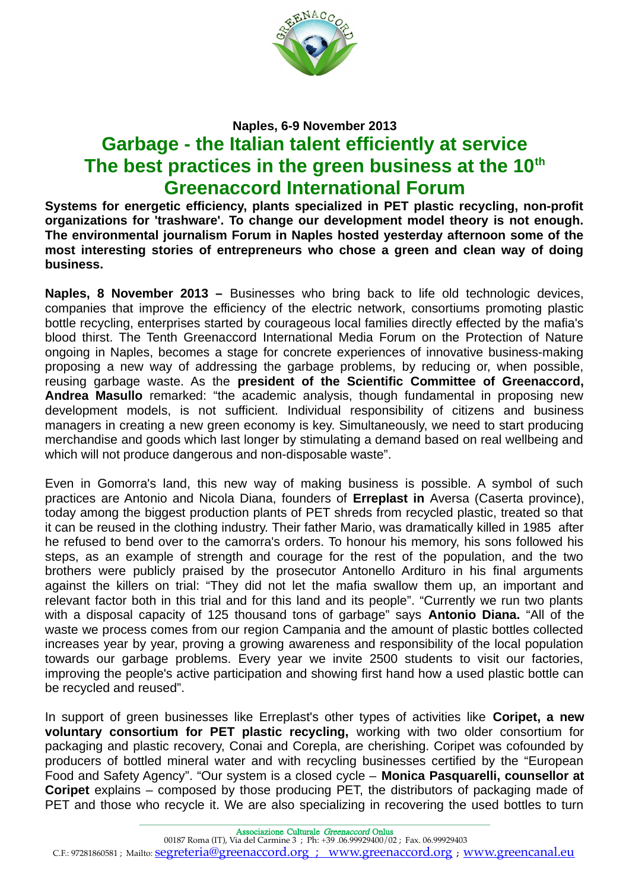**Naples, 6-9 November 2013**

# Garbage - the Italian talent efficiently at service
# The best practices in the green business at the 10th Greenaccord International Forum

**Systems for energetic efficiency, plants specialized in PET plastic recycling, non-profit organizations for 'trashware'. To change our development model theory is not enough. The environmental journalism Forum in Naples hosted yesterday afternoon some of the most interesting stories of entrepreneurs who chose a green and clean way of doing business.**

**Naples, 8 November 2013 –** Businesses who bring back to life old technologic devices, companies that improve the efficiency of the electric network, consortiums promoting plastic bottle recycling, enterprises started by courageous local families directly effected by the mafia's blood thirst. The Tenth Greenaccord International Media Forum on the Protection of Nature ongoing in Naples, becomes a stage for concrete experiences of innovative business-making proposing a new way of addressing the garbage problems, by reducing or, when possible, reusing garbage waste. As the **president of the Scientific Committee of Greenaccord, Andrea Masullo** remarked: "the academic analysis, though fundamental in proposing new development models, is not sufficient. Individual responsibility of citizens and business managers in creating a new green economy is key. Simultaneously, we need to start producing merchandise and goods which last longer by stimulating a demand based on real wellbeing and which will not produce dangerous and non-disposable waste".

Even in Gomorra's land, this new way of making business is possible. A symbol of such practices are Antonio and Nicola Diana, founders of **Erreplast in** Aversa (Caserta province), today among the biggest production plants of PET shreds from recycled plastic, treated so that it can be reused in the clothing industry. Their father Mario, was dramatically killed in 1985 after he refused to bend over to the camorra's orders. To honour his memory, his sons followed his steps, as an example of strength and courage for the rest of the population, and the two brothers were publicly praised by the prosecutor Antonello Ardituro in his final arguments against the killers on trial: "They did not let the mafia swallow them up, an important and relevant factor both in this trial and for this land and its people". "Currently we run two plants with a disposal capacity of 125 thousand tons of garbage" says **Antonio Diana.** "All of the waste we process comes from our region Campania and the amount of plastic bottles collected increases year by year, proving a growing awareness and responsibility of the local population towards our garbage problems. Every year we invite 2500 students to visit our factories, improving the people's active participation and showing first hand how a used plastic bottle can be recycled and reused".

In support of green businesses like Erreplast's other types of activities like **Coripet, a new voluntary consortium for PET plastic recycling,** working with two older consortium for packaging and plastic recovery, Conai and Corepla, are cherishing. Coripet was cofounded by producers of bottled mineral water and with recycling businesses certified by the "European Food and Safety Agency". "Our system is a closed cycle – **Monica Pasquarelli, counsellor at Coripet** explains – composed by those producing PET, the distributors of packaging made of PET and those who recycle it. We are also specializing in recovering the used bottles to turn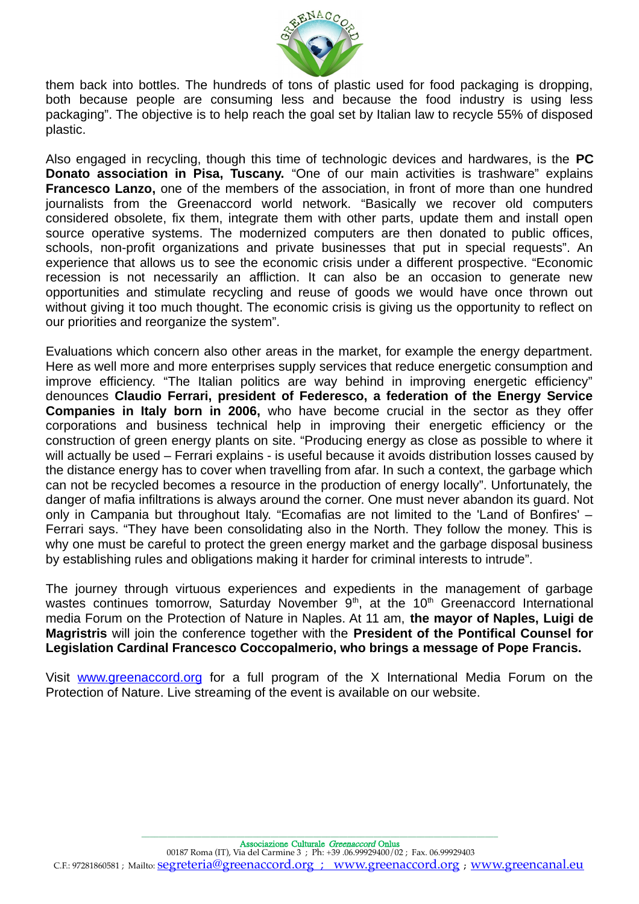them back into bottles. The hundreds of tons of plastic used for food packaging is dropping, both because people are consuming less and because the food industry is using less packaging". The objective is to help reach the goal set by Italian law to recycle 55% of disposed plastic.

Also engaged in recycling, though this time of technologic devices and hardwares, is the **PC Donato association in Pisa, Tuscany.** "One of our main activities is trashware" explains **Francesco Lanzo,** one of the members of the association, in front of more than one hundred journalists from the Greenaccord world network. "Basically we recover old computers considered obsolete, fix them, integrate them with other parts, update them and install open source operative systems. The modernized computers are then donated to public offices, schools, non-profit organizations and private businesses that put in special requests". An experience that allows us to see the economic crisis under a different prospective. "Economic recession is not necessarily an affliction. It can also be an occasion to generate new opportunities and stimulate recycling and reuse of goods we would have once thrown out without giving it too much thought. The economic crisis is giving us the opportunity to reflect on our priorities and reorganize the system".

Evaluations which concern also other areas in the market, for example the energy department. Here as well more and more enterprises supply services that reduce energetic consumption and improve efficiency. "The Italian politics are way behind in improving energetic efficiency" denounces **Claudio Ferrari, president of Federesco, a federation of the Energy Service Companies in Italy born in 2006,** who have become crucial in the sector as they offer corporations and business technical help in improving their energetic efficiency or the construction of green energy plants on site. "Producing energy as close as possible to where it will actually be used – Ferrari explains - is useful because it avoids distribution losses caused by the distance energy has to cover when travelling from afar. In such a context, the garbage which can not be recycled becomes a resource in the production of energy locally". Unfortunately, the danger of mafia infiltrations is always around the corner. One must never abandon its guard. Not only in Campania but throughout Italy. "Ecomafias are not limited to the 'Land of Bonfires' – Ferrari says. "They have been consolidating also in the North. They follow the money. This is why one must be careful to protect the green energy market and the garbage disposal business by establishing rules and obligations making it harder for criminal interests to intrude".

The journey through virtuous experiences and expedients in the management of garbage wastes continues tomorrow, Saturday November 9th, at the 10th Greenaccord International media Forum on the Protection of Nature in Naples. At 11 am, **the mayor of Naples, Luigi de Magristris** will join the conference together with the **President of the Pontifical Counsel for Legislation Cardinal Francesco Coccopalmerio, who brings a message of Pope Francis.**

Visit www.greenaccord.org for a full program of the X International Media Forum on the Protection of Nature. Live streaming of the event is available on our website.